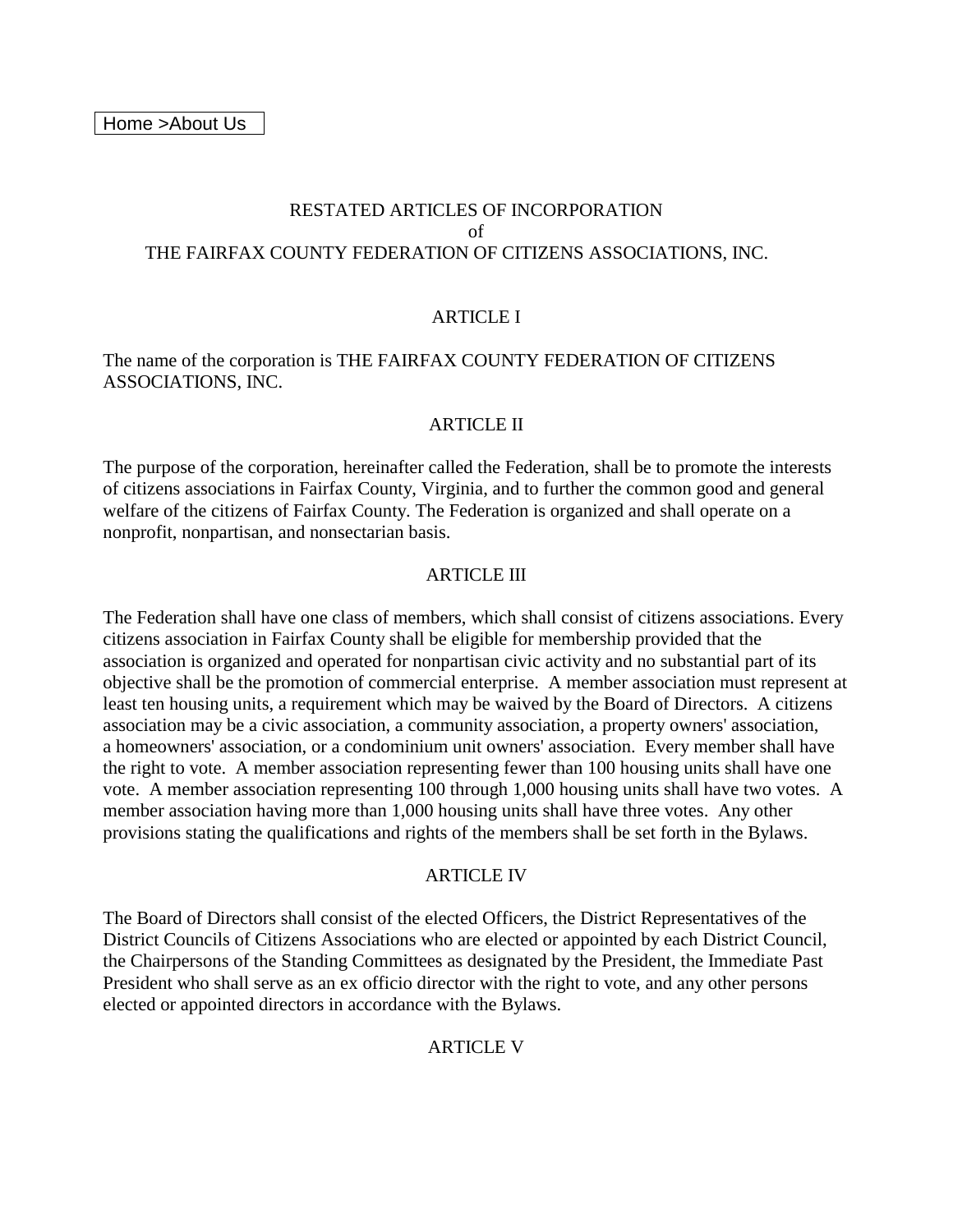Home >About Us

# RESTATED ARTICLES OF INCORPORATION
of
THE FAIRFAX COUNTY FEDERATION OF CITIZENS ASSOCIATIONS, INC.

## ARTICLE I

The name of the corporation is THE FAIRFAX COUNTY FEDERATION OF CITIZENS ASSOCIATIONS, INC.

## ARTICLE II

The purpose of the corporation, hereinafter called the Federation, shall be to promote the interests of citizens associations in Fairfax County, Virginia, and to further the common good and general welfare of the citizens of Fairfax County. The Federation is organized and shall operate on a nonprofit, nonpartisan, and nonsectarian basis.

## ARTICLE III

The Federation shall have one class of members, which shall consist of citizens associations. Every citizens association in Fairfax County shall be eligible for membership provided that the association is organized and operated for nonpartisan civic activity and no substantial part of its objective shall be the promotion of commercial enterprise. A member association must represent at least ten housing units, a requirement which may be waived by the Board of Directors. A citizens association may be a civic association, a community association, a property owners' association, a homeowners' association, or a condominium unit owners' association. Every member shall have the right to vote. A member association representing fewer than 100 housing units shall have one vote. A member association representing 100 through 1,000 housing units shall have two votes. A member association having more than 1,000 housing units shall have three votes. Any other provisions stating the qualifications and rights of the members shall be set forth in the Bylaws.

## ARTICLE IV

The Board of Directors shall consist of the elected Officers, the District Representatives of the District Councils of Citizens Associations who are elected or appointed by each District Council, the Chairpersons of the Standing Committees as designated by the President, the Immediate Past President who shall serve as an ex officio director with the right to vote, and any other persons elected or appointed directors in accordance with the Bylaws.

## ARTICLE V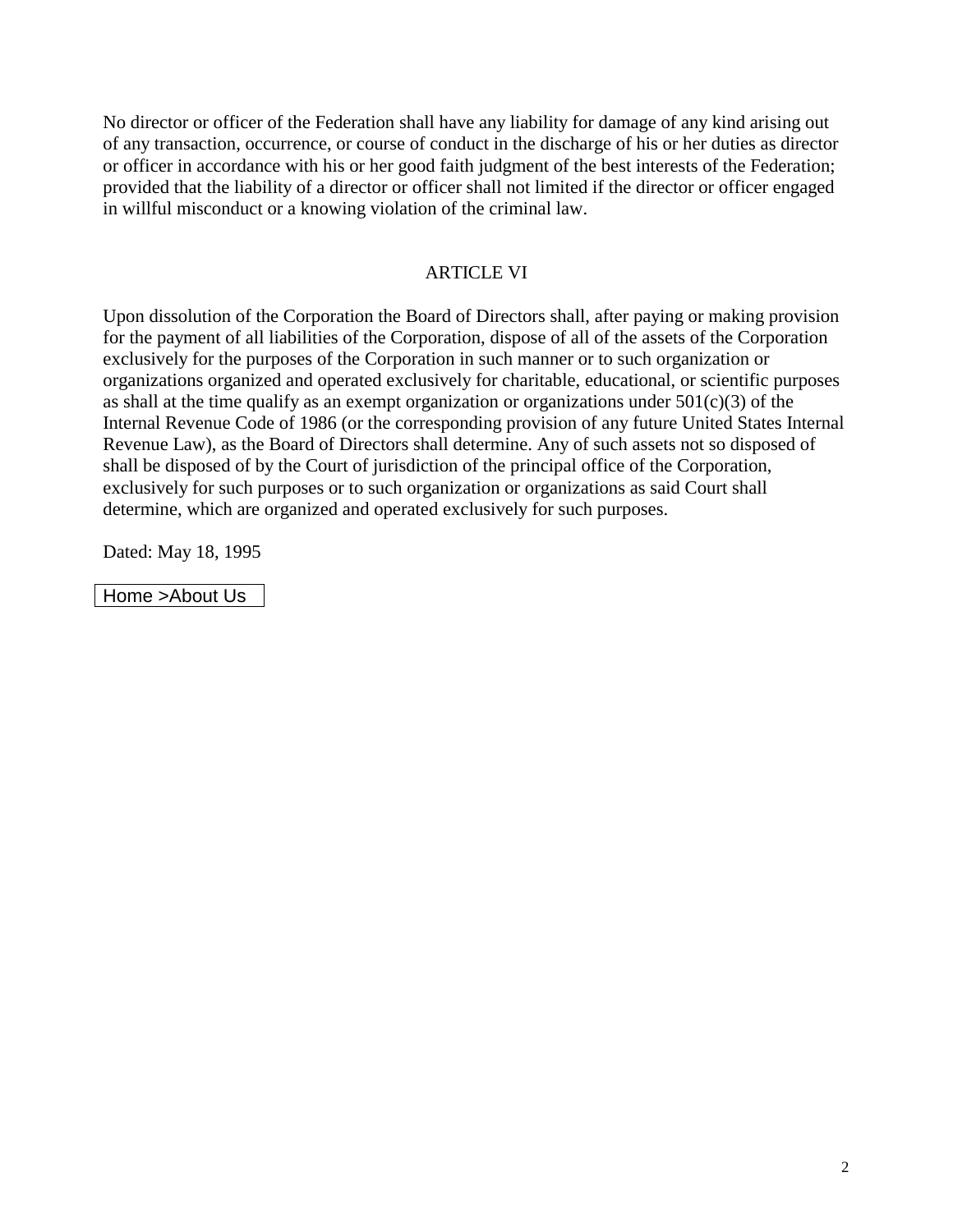No director or officer of the Federation shall have any liability for damage of any kind arising out of any transaction, occurrence, or course of conduct in the discharge of his or her duties as director or officer in accordance with his or her good faith judgment of the best interests of the Federation; provided that the liability of a director or officer shall not limited if the director or officer engaged in willful misconduct or a knowing violation of the criminal law.

## ARTICLE VI

Upon dissolution of the Corporation the Board of Directors shall, after paying or making provision for the payment of all liabilities of the Corporation, dispose of all of the assets of the Corporation exclusively for the purposes of the Corporation in such manner or to such organization or organizations organized and operated exclusively for charitable, educational, or scientific purposes as shall at the time qualify as an exempt organization or organizations under 501(c)(3) of the Internal Revenue Code of 1986 (or the corresponding provision of any future United States Internal Revenue Law), as the Board of Directors shall determine. Any of such assets not so disposed of shall be disposed of by the Court of jurisdiction of the principal office of the Corporation, exclusively for such purposes or to such organization or organizations as said Court shall determine, which are organized and operated exclusively for such purposes.

Dated: May 18, 1995

Home >About Us